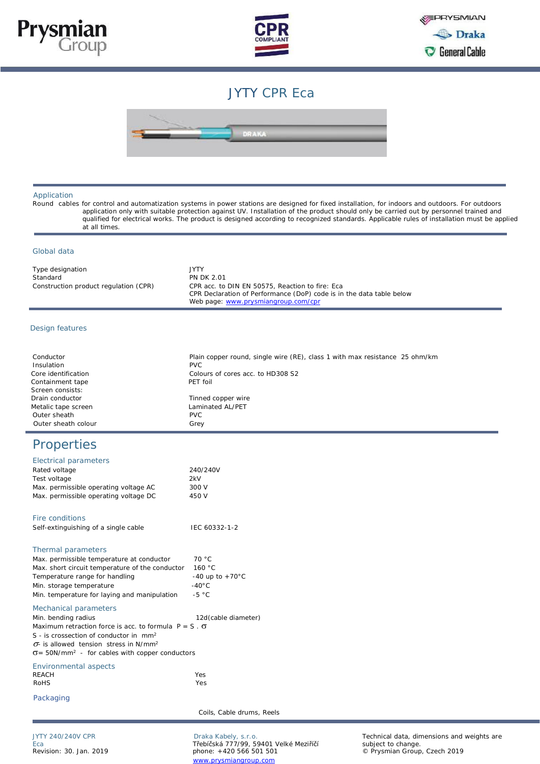# JYTY CPR Eca

## Application

Round cables for control and automatization systems in power stations are designed for fixed installation, for indoors and outdoors. For outdoors application only with suitable protection against UV. Installation of the product should only be carried out by personnel trained and qualified for electrical works. The product is designed according to recognized standards. Applicable rules of installation must be applied at all times.

## Global data

| | |
|---|---|
| Type designation | JYTY |
| Standard | PN DK 2.01 |
| Construction product regulation (CPR) | CPR acc. to DIN EN 50575, Reaction to fire: Eca<br>CPR Declaration of Performance (DoP) code is in the data table below<br>Web page: www.prysmiangroup.com/cpr |

## Design features

| | |
|---|---|
| Conductor | Plain copper round, single wire (RE), class 1 with max resistance 25 ohm/km |
| Insulation | PVC |
| Core identification | Colours of cores acc. to HD308 S2 |
| Containment tape | PET foil |
| Screen consists: | |
| Drain conductor | Tinned copper wire |
| Metalic tape screen | Laminated AL/PET |
| Outer sheath | PVC |
| Outer sheath colour | Grey |

# Properties

## Electrical parameters

| | |
|---|---|
| Rated voltage | 240/240V |
| Test voltage | 2kV |
| Max. permissible operating voltage AC | 300 V |
| Max. permissible operating voltage DC | 450 V |

## Fire conditions

| | |
|---|---|
| Self-extinguishing of a single cable | IEC 60332-1-2 |

## Thermal parameters

| | |
|---|---|
| Max. permissible temperature at conductor | 70 °C |
| Max. short circuit temperature of the conductor | 160 °C |
| Temperature range for handling | -40 up to +70°C |
| Min. storage temperature | -40°C |
| Min. temperature for laying and manipulation | -5 °C |

## Mechanical parameters

Min. bending radius 12d(cable diameter)

Maximum retraction force is acc. to formula $P = S \cdot \sigma$

S - is crossection of conductor in $mm^2$

$\sigma$ - is allowed tension stress in $N/mm^2$

$\sigma = 50 N/mm^2$ - for cables with copper conductors

## Environmental aspects

| | |
|---|---|
| REACH | Yes |
| RoHS | Yes |

## Packaging

Coils, Cable drums, Reels

---

JYTY 240/240V CPR Eca
Revision: 30. Jan. 2019

Draka Kabely, s.r.o.
Třebíčská 777/99, 59401 Velké Meziříčí
phone: +420 566 501 501
www.prysmiangroup.com

Technical data, dimensions and weights are subject to change.
© Prysmian Group, Czech 2019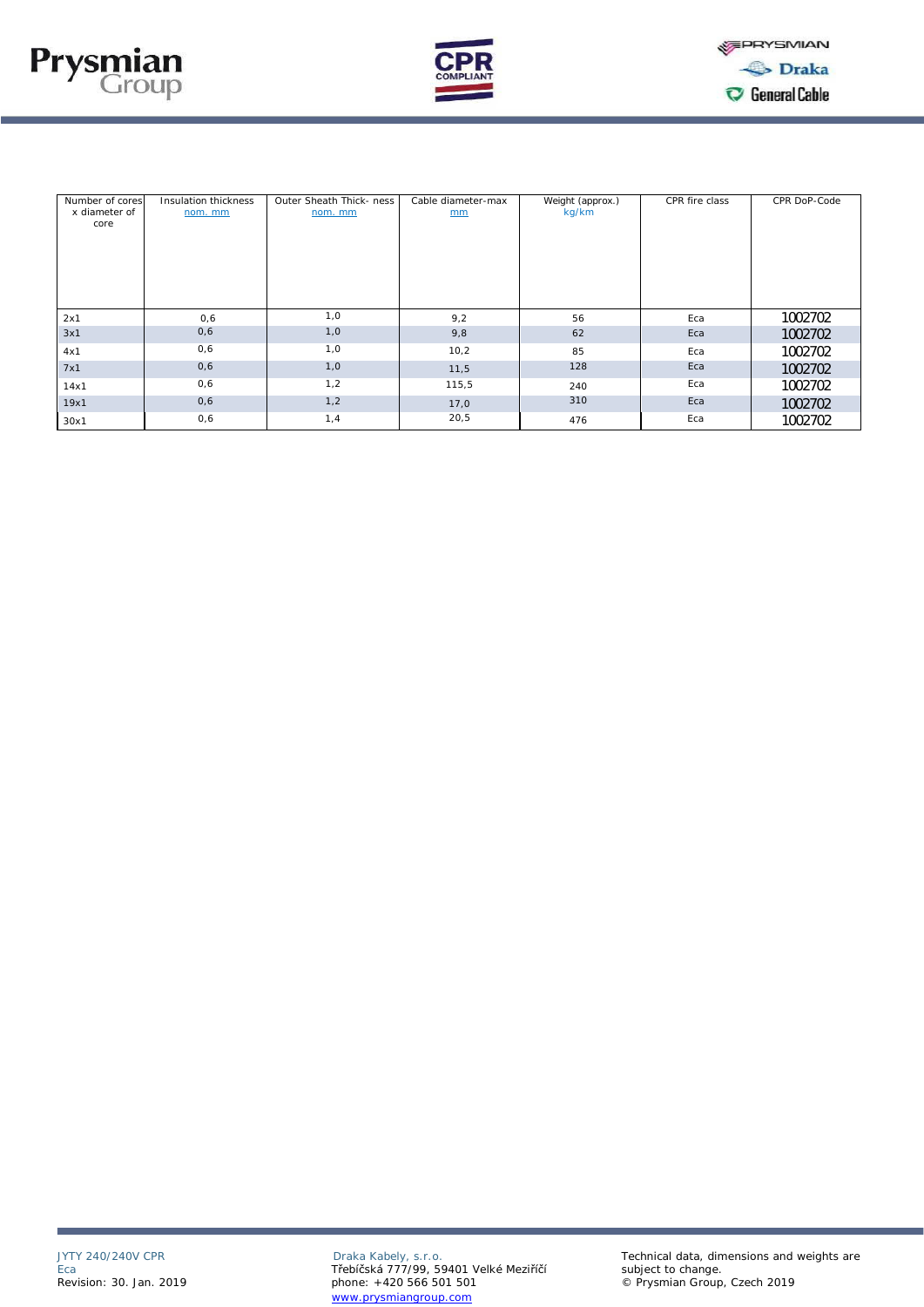| Number of cores x diameter of core | Insulation thickness nom. mm | Outer Sheath Thick- ness nom. mm | Cable diameter-max mm | Weight (approx.) kg/km | CPR fire class | CPR DoP-Code |
|---|---|---|---|---|---|---|
| 2x1 | 0,6 | 1,0 | 9,2 | 56 | Eca | 1002702 |
| 3x1 | 0,6 | 1,0 | 9,8 | 62 | Eca | 1002702 |
| 4x1 | 0,6 | 1,0 | 10,2 | 85 | Eca | 1002702 |
| 7x1 | 0,6 | 1,0 | 11,5 | 128 | Eca | 1002702 |
| 14x1 | 0,6 | 1,2 | 115,5 | 240 | Eca | 1002702 |
| 19x1 | 0,6 | 1,2 | 17,0 | 310 | Eca | 1002702 |
| 30x1 | 0,6 | 1,4 | 20,5 | 476 | Eca | 1002702 |

JYTY 240/240V CPR
Eca
Revision: 30. Jan. 2019

Draka Kabely, s.r.o.
Třebíčská 777/99, 59401 Velké Meziříčí
phone: +420 566 501 501
www.prysmiangroup.com

Technical data, dimensions and weights are subject to change.
© Prysmian Group, Czech 2019